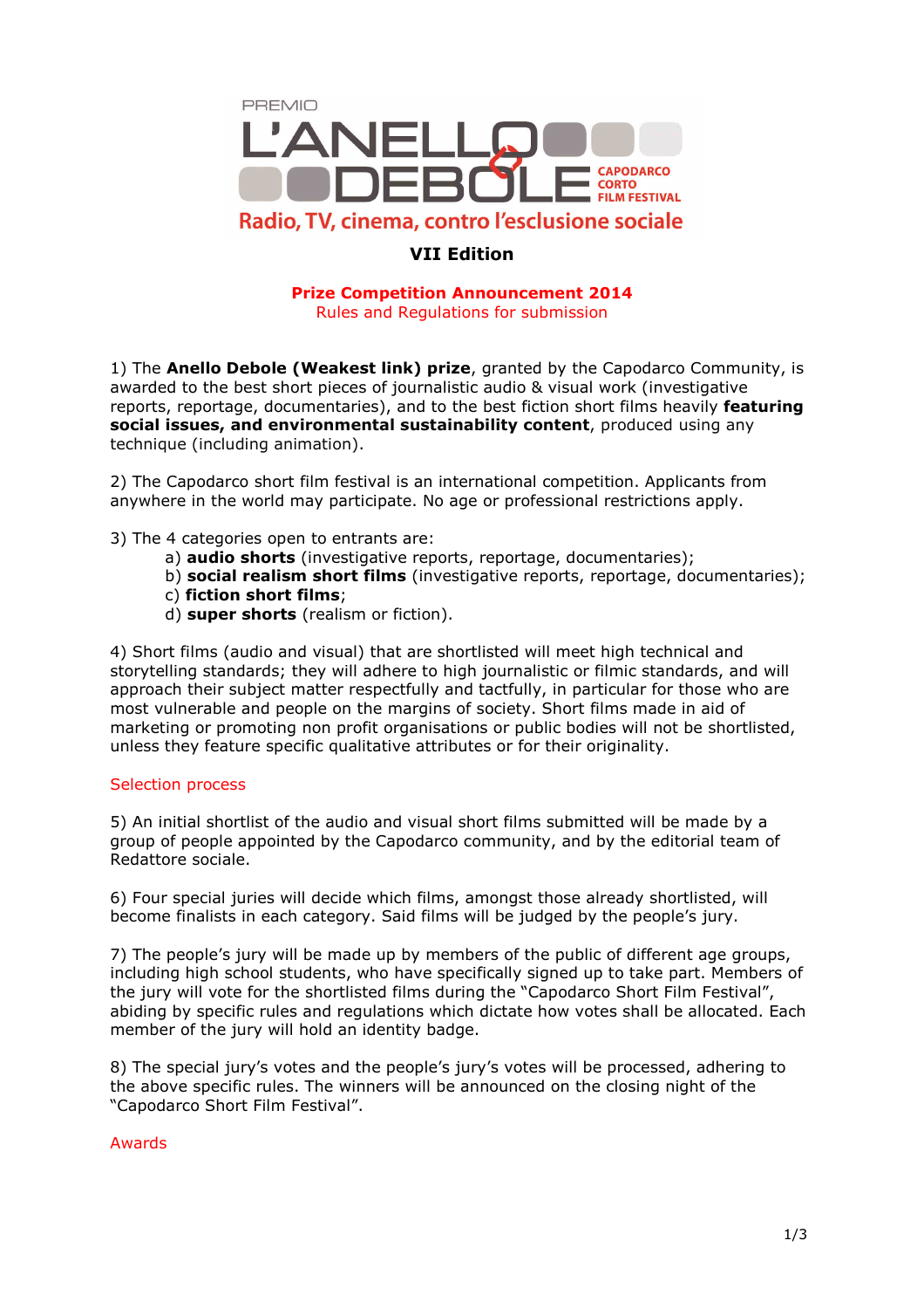PREMIO

# L'ANELLO DEBOLE

CAPODARCO CORTO FILM FESTIVAL

Radio, TV, cinema, contro l'esclusione sociale

## VII Edition

**Prize Competition Announcement 2014**

Rules and Regulations for submission

1) The **Anello Debole (Weakest link) prize**, granted by the Capodarco Community, is awarded to the best short pieces of journalistic audio & visual work (investigative reports, reportage, documentaries), and to the best fiction short films heavily **featuring social issues, and environmental sustainability content**, produced using any technique (including animation).

2) The Capodarco short film festival is an international competition. Applicants from anywhere in the world may participate. No age or professional restrictions apply.

3) The 4 categories open to entrants are:

a) **audio shorts** (investigative reports, reportage, documentaries);
b) **social realism short films** (investigative reports, reportage, documentaries);
c) **fiction short films**;
d) **super shorts** (realism or fiction).

4) Short films (audio and visual) that are shortlisted will meet high technical and storytelling standards; they will adhere to high journalistic or filmic standards, and will approach their subject matter respectfully and tactfully, in particular for those who are most vulnerable and people on the margins of society. Short films made in aid of marketing or promoting non profit organisations or public bodies will not be shortlisted, unless they feature specific qualitative attributes or for their originality.

### Selection process

5) An initial shortlist of the audio and visual short films submitted will be made by a group of people appointed by the Capodarco community, and by the editorial team of Redattore sociale.

6) Four special juries will decide which films, amongst those already shortlisted, will become finalists in each category. Said films will be judged by the people's jury.

7) The people's jury will be made up by members of the public of different age groups, including high school students, who have specifically signed up to take part. Members of the jury will vote for the shortlisted films during the "Capodarco Short Film Festival", abiding by specific rules and regulations which dictate how votes shall be allocated. Each member of the jury will hold an identity badge.

8) The special jury's votes and the people's jury's votes will be processed, adhering to the above specific rules. The winners will be announced on the closing night of the "Capodarco Short Film Festival".

### Awards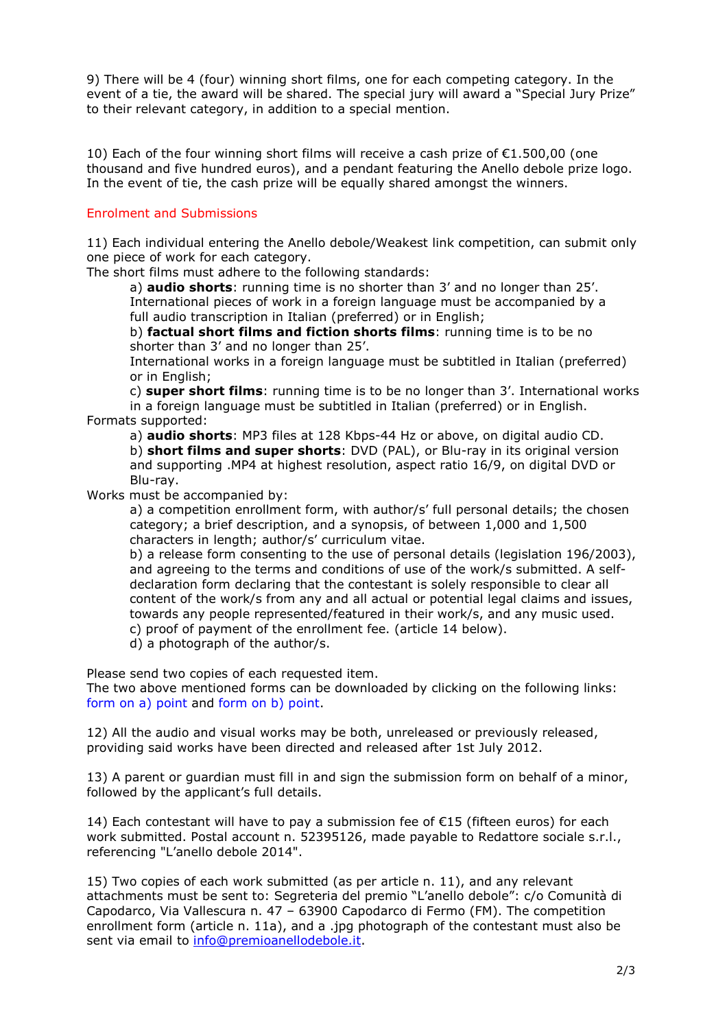9) There will be 4 (four) winning short films, one for each competing category. In the event of a tie, the award will be shared. The special jury will award a "Special Jury Prize" to their relevant category, in addition to a special mention.

10) Each of the four winning short films will receive a cash prize of €1.500,00 (one thousand and five hundred euros), and a pendant featuring the Anello debole prize logo. In the event of tie, the cash prize will be equally shared amongst the winners.

## Enrolment and Submissions

11) Each individual entering the Anello debole/Weakest link competition, can submit only one piece of work for each category.

The short films must adhere to the following standards:

a) **audio shorts**: running time is no shorter than 3' and no longer than 25'. International pieces of work in a foreign language must be accompanied by a full audio transcription in Italian (preferred) or in English;

b) **factual short films and fiction shorts films**: running time is to be no shorter than 3' and no longer than 25'.
International works in a foreign language must be subtitled in Italian (preferred) or in English;

c) **super short films**: running time is to be no longer than 3'. International works in a foreign language must be subtitled in Italian (preferred) or in English.

Formats supported:

a) **audio shorts**: MP3 files at 128 Kbps-44 Hz or above, on digital audio CD.

b) **short films and super shorts**: DVD (PAL), or Blu-ray in its original version and supporting .MP4 at highest resolution, aspect ratio 16/9, on digital DVD or Blu-ray.

Works must be accompanied by:

a) a competition enrollment form, with author/s' full personal details; the chosen category; a brief description, and a synopsis, of between 1,000 and 1,500 characters in length; author/s' curriculum vitae.

b) a release form consenting to the use of personal details (legislation 196/2003), and agreeing to the terms and conditions of use of the work/s submitted. A self-declaration form declaring that the contestant is solely responsible to clear all content of the work/s from any and all actual or potential legal claims and issues, towards any people represented/featured in their work/s, and any music used.

c) proof of payment of the enrollment fee. (article 14 below).

d) a photograph of the author/s.

Please send two copies of each requested item.
The two above mentioned forms can be downloaded by clicking on the following links: form on a) point and form on b) point.

12) All the audio and visual works may be both, unreleased or previously released, providing said works have been directed and released after 1st July 2012.

13) A parent or guardian must fill in and sign the submission form on behalf of a minor, followed by the applicant's full details.

14) Each contestant will have to pay a submission fee of €15 (fifteen euros) for each work submitted. Postal account n. 52395126, made payable to Redattore sociale s.r.l., referencing "L'anello debole 2014".

15) Two copies of each work submitted (as per article n. 11), and any relevant attachments must be sent to: Segreteria del premio "L'anello debole": c/o Comunità di Capodarco, Via Vallescura n. 47 – 63900 Capodarco di Fermo (FM). The competition enrollment form (article n. 11a), and a .jpg photograph of the contestant must also be sent via email to info@premioanellodebole.it.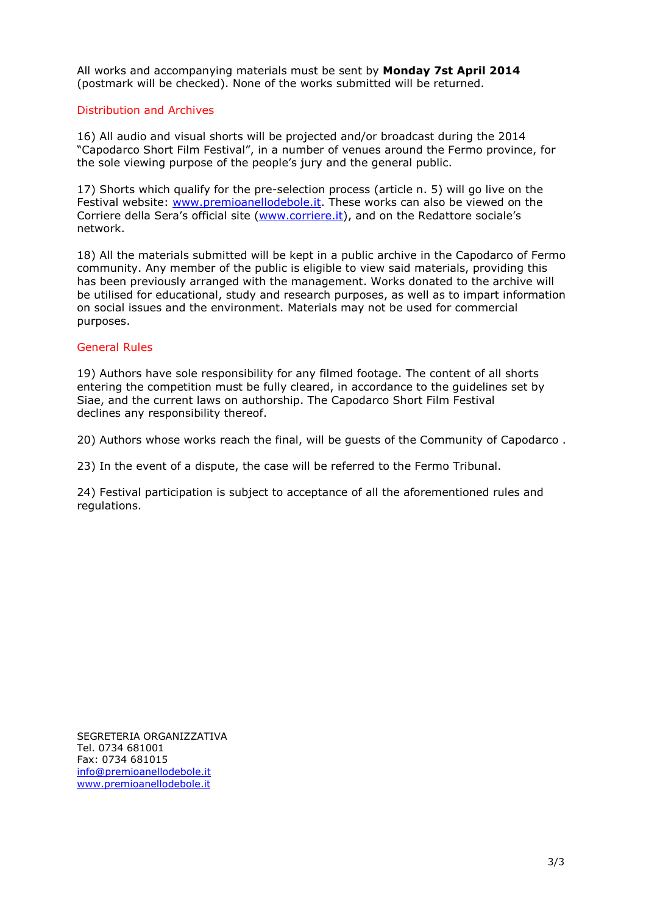All works and accompanying materials must be sent by **Monday 7st April 2014** (postmark will be checked). None of the works submitted will be returned.

## Distribution and Archives

16) All audio and visual shorts will be projected and/or broadcast during the 2014 "Capodarco Short Film Festival", in a number of venues around the Fermo province, for the sole viewing purpose of the people's jury and the general public.

17) Shorts which qualify for the pre-selection process (article n. 5) will go live on the Festival website: [www.premioanellodebole.it](http://www.premioanellodebole.it). These works can also be viewed on the Corriere della Sera's official site ([www.corriere.it](http://www.corriere.it)), and on the Redattore sociale's network.

18) All the materials submitted will be kept in a public archive in the Capodarco of Fermo community. Any member of the public is eligible to view said materials, providing this has been previously arranged with the management. Works donated to the archive will be utilised for educational, study and research purposes, as well as to impart information on social issues and the environment. Materials may not be used for commercial purposes.

## General Rules

19) Authors have sole responsibility for any filmed footage. The content of all shorts entering the competition must be fully cleared, in accordance to the guidelines set by Siae, and the current laws on authorship. The Capodarco Short Film Festival declines any responsibility thereof.

20) Authors whose works reach the final, will be guests of the Community of Capodarco .

23) In the event of a dispute, the case will be referred to the Fermo Tribunal.

24) Festival participation is subject to acceptance of all the aforementioned rules and regulations.

SEGRETERIA ORGANIZZATIVA
Tel. 0734 681001
Fax: 0734 681015
[info@premioanellodebole.it](mailto:info@premioanellodebole.it)
[www.premioanellodebole.it](http://www.premioanellodebole.it)